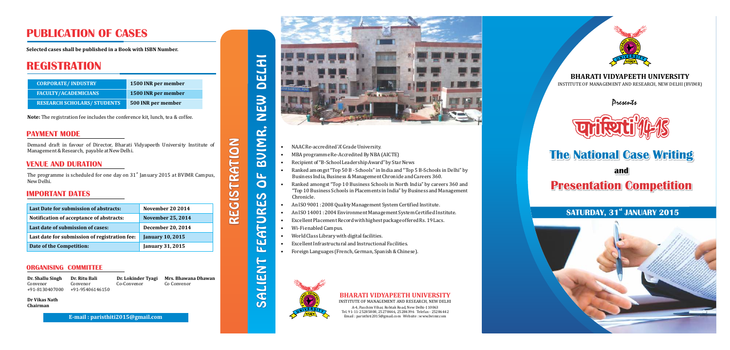# PUBLICATION OF CASES

**Selected cases shall be published in a Book with ISBN Number.**

# REGISTRATION

| CORPORATE/ INDUSTRY | 1500 INR per member |
|---|---|
| FACULTY/ACADEMICIANS | 1500 INR per member |
| RESEARCH SCHOLARS/ STUDENTS | 500 INR per member |

**Note:** The registration fee includes the conference kit, lunch, tea & coffee.

## PAYMENT MODE

Demand draft in favour of Director, Bharati Vidyapeeth University Institute of Management & Research, payable at New Delhi.

## VENUE AND DURATION

The programme is scheduled for one day on 31st January 2015 at BVIMR Campus, New Delhi.

## IMPORTANT DATES

| Last Date for submission of abstracts: | November 20 2014 |
|---|---|
| Notification of acceptance of abstracts: | November 25, 2014 |
| Last date of submission of cases: | December 20, 2014 |
| Last date for submission of registration fee: | January 10, 2015 |
| Date of the Competition: | January 31, 2015 |

## ORGANISING COMMITTEE

**Dr. Shallu Singh**
Convenor
+91-8130407000

**Dr. Ritu Bali**
Convenor
+91-9540614615

**Dr. Lokinder Tyagi**
Co-Convenor

**Mrs. Bhawana Dhawan**
Co Convenor

**Dr Vikas Nath**
**Chairman**

**E-mail : paristhiti2015@gmail.com**

# REGISTRATION

# SALIENT FEATURES OF BVIMR, NEW DELHI

- NAAC Re-accredited 'A' Grade University.
- MBA programme Re-Accredited By NBA (AICTE)
- Recipient of "B-School Leadership Award" by Star News
- Ranked amongst "Top 50 B - Schools" in India and "Top 5 B-Schools in Delhi" by Business India, Business & Management Chronicle and Careers 360.
- Ranked amongst "Top 10 Business Schools in North India" by careers 360 and "Top 10 Business Schools in Placements in India" by Business and Management Chronicle.
- An ISO 9001 : 2008 Quality Management System Certified Institute.
- An ISO 14001 : 2004 Environment Management System Certified Institute.
- Excellent Placement Record with highest package offered Rs. 19 Lacs.
- Wi-Fi enabled Campus.
- World Class Library with digital facilities.
- Excellent Infrastructural and Instructional Facilities.
- Foreign Languages (French, German, Spanish & Chinese).

**BHARATI VIDYAPEETH UNIVERSITY**
INSTITUTE OF MANAGEMENT AND RESEARCH, NEW DELHI
A-4, Paschim Vihar, Rohtak Road, New Delhi-110063
Tel. 91-11-25285808, 25278446, 25284396 Telefax - 25286442
Email : paristhiti2015@gmail.com Website : www.bvimr.com

**BHARATI VIDYAPEETH UNIVERSITY**
INSTITUTE OF MANAGEMENT AND RESEARCH, NEW DELHI (BVIMR)

*Presents*

# परिस्थिति'14-15

# The National Case Writing

**and**

# Presentation Competition

## SATURDAY, 31st JANUARY 2015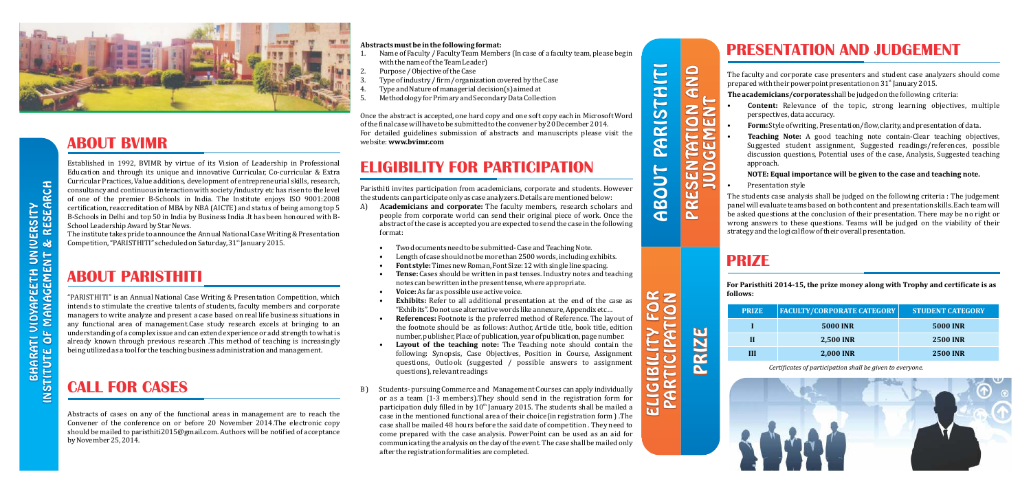## ABOUT BVIMR

Established in 1992, BVIMR by virtue of its Vision of Leadership in Professional Education and through its unique and innovative Curricular, Co-curricular & Extra Curricular Practices, Value additions, development of entrepreneurial skills, research, consultancy and continuous interaction with society/industry etc has risen to the level of one of the premier B-Schools in India. The Institute enjoys ISO 9001:2008 certification, reaccreditation of MBA by NBA (AICTE) and status of being among top 5 B-Schools in Delhi and top 50 in India by Business India .It has been honoured with B-School Leadership Award by Star News.

The institute takes pride to announce the Annual National Case Writing & Presentation Competition, "PARISTHITI" scheduled on Saturday, 31st January 2015.

## ABOUT PARISTHITI

"PARISTHITI" is an Annual National Case Writing & Presentation Competition, which intends to stimulate the creative talents of students, faculty members and corporate managers to write analyze and present a case based on real life business situations in any functional area of management.Case study research excels at bringing to an understanding of a complex issue and can extend experience or add strength to what is already known through previous research .This method of teaching is increasingly being utilized as a tool for the teaching business administration and management.

## CALL FOR CASES

Abstracts of cases on any of the functional areas in management are to reach the Convener of the conference on or before 20 November 2014.The electronic copy should be mailed to paristhiti2015@gmail.com. Authors will be notified of acceptance by November 25, 2014.

**Abstracts must be in the following format:**

1. Name of Faculty / Faculty Team Members (In case of a faculty team, please begin with the name of the Team Leader)
2. Purpose / Objective of the Case
3. Type of industry / firm / organization covered by the Case
4. Type and Nature of managerial decision(s) aimed at
5. Methodology for Primary and Secondary Data Collection

Once the abstract is accepted, one hard copy and one soft copy each in Microsoft Word of the final case will have to be submitted to the convener by 20 December 2014.

For detailed guidelines submission of abstracts and manuscripts please visit the website: **www.bvimr.com**

## ELIGIBILITY FOR PARTICIPATION

Paristhiti invites participation from academicians, corporate and students. However the students can participate only as case analyzers. Details are mentioned below:

A) **Academicians and corporate:** The faculty members, research scholars and people from corporate world can send their original piece of work. Once the abstract of the case is accepted you are expected to send the case in the following format:

- Two documents need to be submitted- Case and Teaching Note.
- Length of case should not be more than 2500 words, including exhibits.
- **Font style:** Times new Roman, Font Size: 12 with single line spacing.
- **Tense:** Cases should be written in past tenses. Industry notes and teaching notes can be written in the present tense, where appropriate.
- **Voice:** As far as possible use active voice.
- **Exhibits:** Refer to all additional presentation at the end of the case as "Exhibits". Do not use alternative words like annexure, Appendix etc…
- **References:** Footnote is the preferred method of Reference. The layout of the footnote should be as follows: Author, Article title, book title, edition number, publisher, Place of publication, year of publication, page number.
- **Layout of the teaching note:** The Teaching note should contain the following: Synopsis, Case Objectives, Position in Course, Assignment questions, Outlook (suggested / possible answers to assignment questions), relevant readings

B) Students- pursuing Commerce and Management Courses can apply individually or as a team (1-3 members).They should send in the registration form for participation duly filled in by 10th January 2015. The students shall be mailed a case in the mentioned functional area of their choice(in registration form ) .The case shall be mailed 48 hours before the said date of competition . They need to come prepared with the case analysis. PowerPoint can be used as an aid for communicating the analysis on the day of the event. The case shall be mailed only after the registration formalities are completed.

## PRESENTATION AND JUDGEMENT

The faculty and corporate case presenters and student case analyzers should come prepared with their powerpoint presentation on 31st January 2015.

**The academicians/corporates** shall be judged on the following criteria:

- **Content:** Relevance of the topic, strong learning objectives, multiple perspectives, data accuracy.
- **Form:** Style of writing, Presentation/flow, clarity, and presentation of data.
- **Teaching Note:** A good teaching note contain-Clear teaching objectives, Suggested student assignment, Suggested readings/references, possible discussion questions, Potential uses of the case, Analysis, Suggested teaching approach.

  **NOTE: Equal importance will be given to the case and teaching note.**
- Presentation style

The students case analysis shall be judged on the following criteria : The judgement panel will evaluate teams based on both content and presentation skills. Each team will be asked questions at the conclusion of their presentation. There may be no right or wrong answers to these questions. Teams will be judged on the viability of their strategy and the logical flow of their overall presentation.

## PRIZE

**For Paristhiti 2014-15, the prize money along with Trophy and certificate is as follows:**

| PRIZE | FACULTY/CORPORATE CATEGORY | STUDENT CATEGORY |
|---|---|---|
| I | 5000 INR | 5000 INR |
| II | 2,500 INR | 2500 INR |
| III | 2,000 INR | 2500 INR |

*Certificates of participation shall be given to everyone.*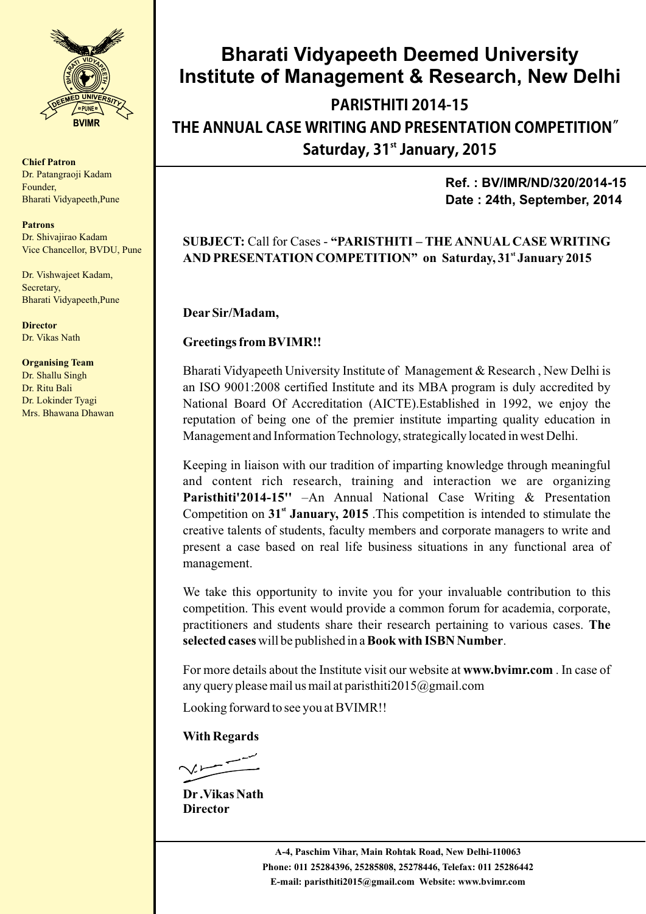# Bharati Vidyapeeth Deemed University
# Institute of Management & Research, New Delhi

## PARISTHITI 2014-15

## THE ANNUAL CASE WRITING AND PRESENTATION COMPETITION"

## Saturday, 31st January, 2015

**Chief Patron**
Dr. Patangraoji Kadam
Founder,
Bharati Vidyapeeth,Pune

**Patrons**
Dr. Shivajirao Kadam
Vice Chancellor, BVDU, Pune

Dr. Vishwajeet Kadam,
Secretary,
Bharati Vidyapeeth,Pune

**Director**
Dr. Vikas Nath

**Organising Team**
Dr. Shallu Singh
Dr. Ritu Bali
Dr. Lokinder Tyagi
Mrs. Bhawana Dhawan

**Ref. : BV/IMR/ND/320/2014-15**
**Date : 24th, September, 2014**

**SUBJECT:** Call for Cases - **"PARISTHITI – THE ANNUAL CASE WRITING AND PRESENTATION COMPETITION" on Saturday, 31st January 2015**

**Dear Sir/Madam,**

**Greetings from BVIMR!!**

Bharati Vidyapeeth University Institute of Management & Research , New Delhi is an ISO 9001:2008 certified Institute and its MBA program is duly accredited by National Board Of Accreditation (AICTE).Established in 1992, we enjoy the reputation of being one of the premier institute imparting quality education in Management and Information Technology, strategically located in west Delhi.

Keeping in liaison with our tradition of imparting knowledge through meaningful and content rich research, training and interaction we are organizing **Paristhiti'2014-15''** –An Annual National Case Writing & Presentation Competition on **31st January, 2015** .This competition is intended to stimulate the creative talents of students, faculty members and corporate managers to write and present a case based on real life business situations in any functional area of management.

We take this opportunity to invite you for your invaluable contribution to this competition. This event would provide a common forum for academia, corporate, practitioners and students share their research pertaining to various cases. **The selected cases** will be published in a **Book with ISBN Number**.

For more details about the Institute visit our website at **www.bvimr.com** . In case of any query please mail us mail at paristhiti2015@gmail.com

Looking forward to see you at BVIMR!!

**With Regards**

**Dr .Vikas Nath**
**Director**

**A-4, Paschim Vihar, Main Rohtak Road, New Delhi-110063**
**Phone: 011 25284396, 25285808, 25278446, Telefax: 011 25286442**
**E-mail: paristhiti2015@gmail.com Website: www.bvimr.com**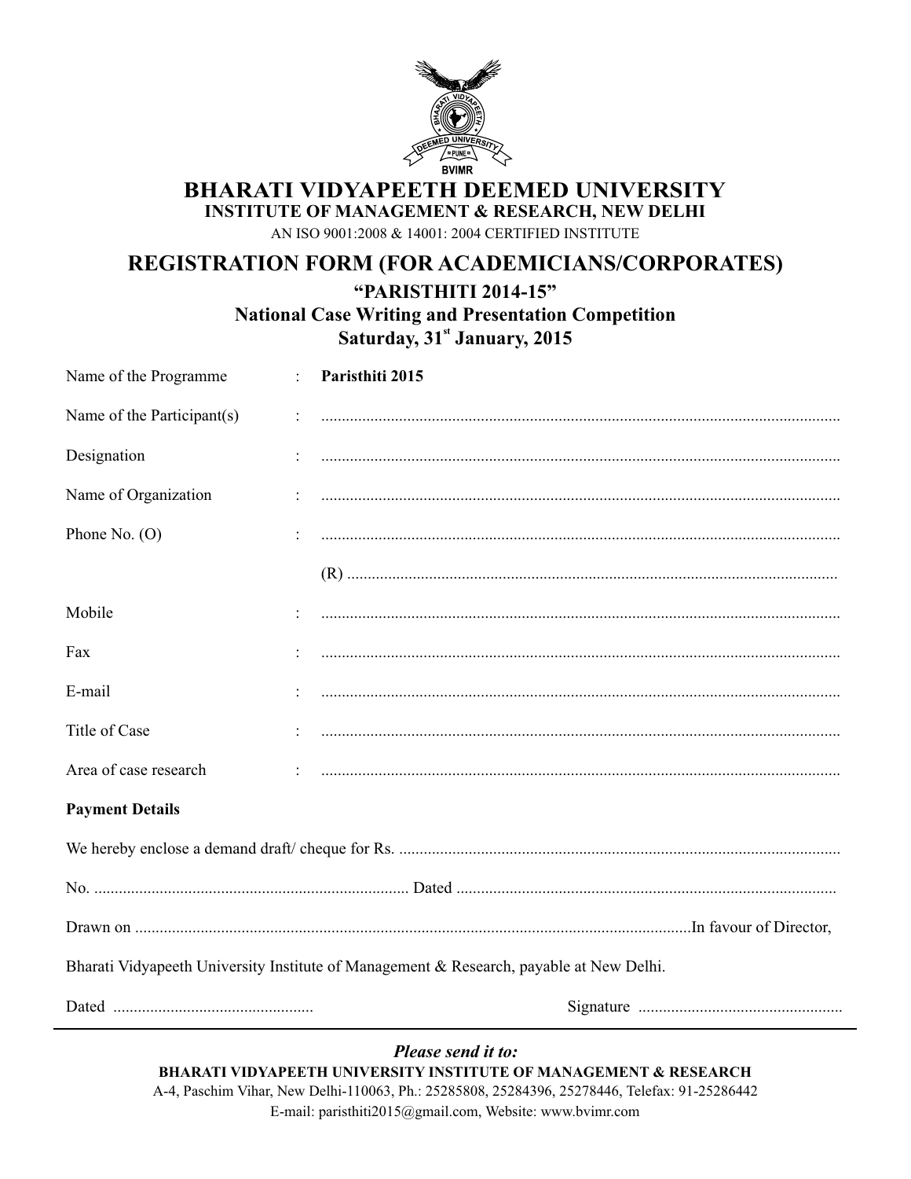# BHARATI VIDYAPEETH DEEMED UNIVERSITY

## INSTITUTE OF MANAGEMENT & RESEARCH, NEW DELHI

AN ISO 9001:2008 & 14001: 2004 CERTIFIED INSTITUTE

## REGISTRATION FORM (FOR ACADEMICIANS/CORPORATES)

### "PARISTHITI 2014-15"

### National Case Writing and Presentation Competition

### Saturday, 31st January, 2015

Name of the Programme : **Paristhiti 2015**

Name of the Participant(s) : ..............................................................................................................

Designation : ..............................................................................................................

Name of Organization : ..............................................................................................................

Phone No. (O) : ..............................................................................................................

(R) ......................................................................................................................

Mobile : ..............................................................................................................

Fax : ..............................................................................................................

E-mail : ..............................................................................................................

Title of Case : ..............................................................................................................

Area of case research : ..............................................................................................................

**Payment Details**

We hereby enclose a demand draft/ cheque for Rs. ..........................................................................................................

No. ............................................................................ Dated ............................................................................................

Drawn on ......................................................................................................................................In favour of Director,

Bharati Vidyapeeth University Institute of Management & Research, payable at New Delhi.

Dated ................................................ Signature .................................................

***Please send it to:***

**BHARATI VIDYAPEETH UNIVERSITY INSTITUTE OF MANAGEMENT & RESEARCH**

A-4, Paschim Vihar, New Delhi-110063, Ph.: 25285808, 25284396, 25278446, Telefax: 91-25286442

E-mail: paristhiti2015@gmail.com, Website: www.bvimr.com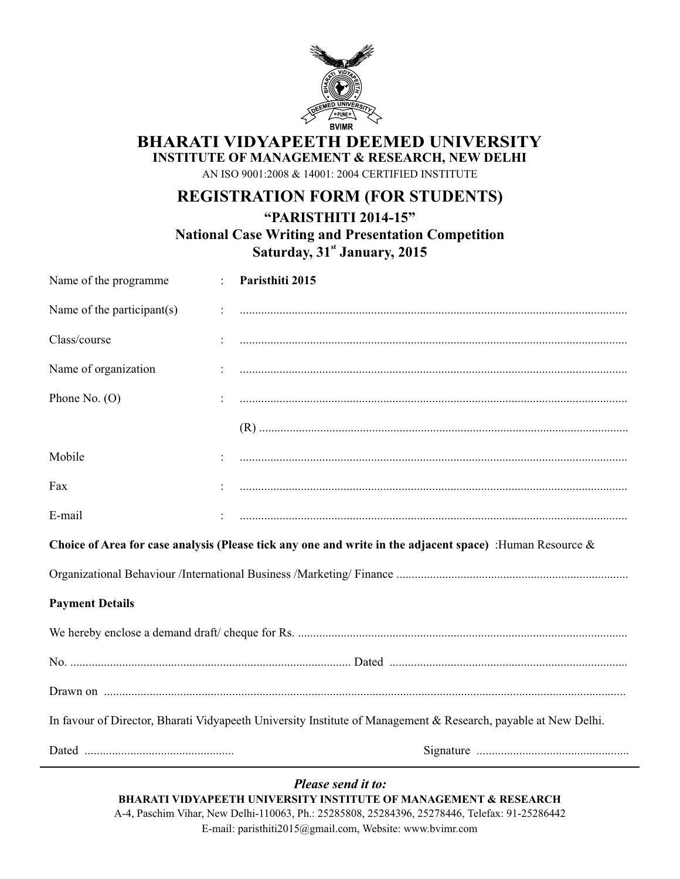# BHARATI VIDYAPEETH DEEMED UNIVERSITY

## INSTITUTE OF MANAGEMENT & RESEARCH, NEW DELHI

AN ISO 9001:2008 & 14001: 2004 CERTIFIED INSTITUTE

## REGISTRATION FORM (FOR STUDENTS)

### "PARISTHITI 2014-15"

### National Case Writing and Presentation Competition

### Saturday, 31st January, 2015

Name of the programme : **Paristhiti 2015**

Name of the participant(s) : ..............................................................................................................................

Class/course : ..............................................................................................................................

Name of organization : ..............................................................................................................................

Phone No. (O) : ..............................................................................................................................

(R) ..............................................................................................................................

Mobile : ..............................................................................................................................

Fax : ..............................................................................................................................

E-mail : ..............................................................................................................................

**Choice of Area for case analysis (Please tick any one and write in the adjacent space)** :Human Resource & Organizational Behaviour /International Business /Marketing/ Finance ...........................................................................

**Payment Details**

We hereby enclose a demand draft/ cheque for Rs. ...........................................................................................................

No. ........................................................................................... Dated .............................................................................

Drawn on .........................................................................................................................................................................

In favour of Director, Bharati Vidyapeeth University Institute of Management & Research, payable at New Delhi.

Dated ................................................ Signature ..................................................

---

*Please send it to:*

**BHARATI VIDYAPEETH UNIVERSITY INSTITUTE OF MANAGEMENT & RESEARCH**

A-4, Paschim Vihar, New Delhi-110063, Ph.: 25285808, 25284396, 25278446, Telefax: 91-25286442

E-mail: paristhiti2015@gmail.com, Website: www.bvimr.com